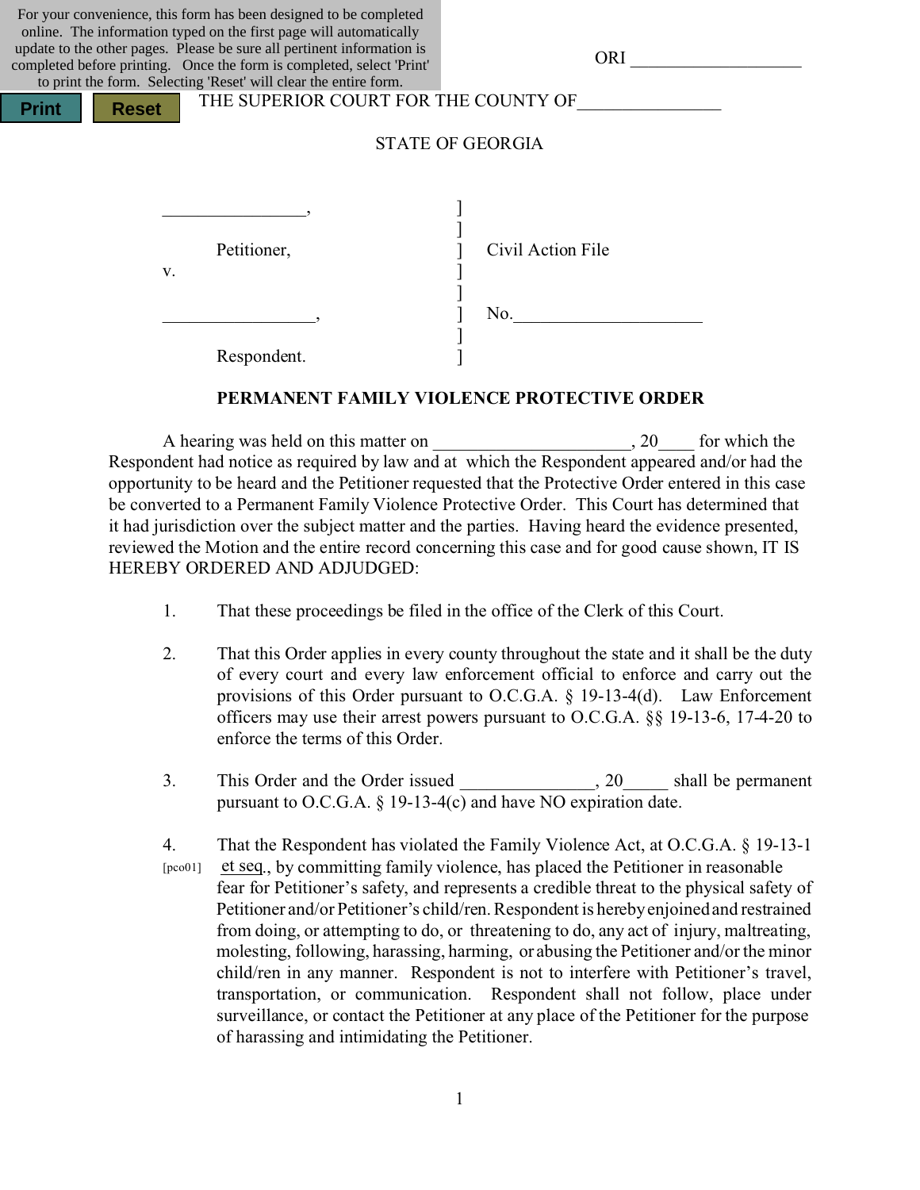For your convenience, this form has been designed to be completed online. The information typed on the first page will automatically update to the other pages. Please be sure all pertinent information is completed before printing. Once the form is completed, select 'Print' to print the form. Selecting 'Reset' will clear the entire form.

Print Reset

ORI ___________________

THE SUPERIOR COURT FOR THE COUNTY OF________________

STATE OF GEORGIA

| | | |
|---|---|---|
| ________________, | ] | |
| | ] | |
| Petitioner, | ] | Civil Action File |
| v. | ] | |
| | ] | |
| _________________, | ] | No.______________________ |
| | ] | |
| Respondent. | ] | |

**PERMANENT FAMILY VIOLENCE PROTECTIVE ORDER**

A hearing was held on this matter on ______________________, 20____ for which the Respondent had notice as required by law and at which the Respondent appeared and/or had the opportunity to be heard and the Petitioner requested that the Protective Order entered in this case be converted to a Permanent Family Violence Protective Order. This Court has determined that it had jurisdiction over the subject matter and the parties. Having heard the evidence presented, reviewed the Motion and the entire record concerning this case and for good cause shown, IT IS HEREBY ORDERED AND ADJUDGED:

1. That these proceedings be filed in the office of the Clerk of this Court.

2. That this Order applies in every county throughout the state and it shall be the duty of every court and every law enforcement official to enforce and carry out the provisions of this Order pursuant to O.C.G.A. § 19-13-4(d). Law Enforcement officers may use their arrest powers pursuant to O.C.G.A. §§ 19-13-6, 17-4-20 to enforce the terms of this Order.

3. This Order and the Order issued _______________, 20_____ shall be permanent pursuant to O.C.G.A. § 19-13-4(c) and have NO expiration date.

4. [pco01] That the Respondent has violated the Family Violence Act, at O.C.G.A. § 19-13-1 et seq., by committing family violence, has placed the Petitioner in reasonable fear for Petitioner's safety, and represents a credible threat to the physical safety of Petitioner and/or Petitioner's child/ren. Respondent is hereby enjoined and restrained from doing, or attempting to do, or threatening to do, any act of injury, maltreating, molesting, following, harassing, harming, or abusing the Petitioner and/or the minor child/ren in any manner. Respondent is not to interfere with Petitioner's travel, transportation, or communication. Respondent shall not follow, place under surveillance, or contact the Petitioner at any place of the Petitioner for the purpose of harassing and intimidating the Petitioner.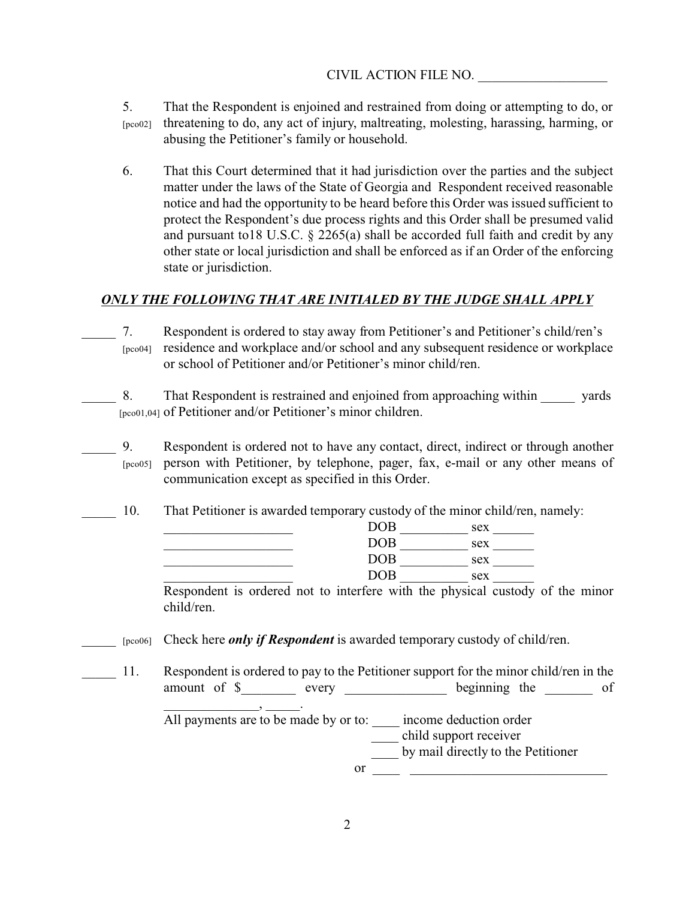CIVIL ACTION FILE NO. ___________________

5. [pco02] That the Respondent is enjoined and restrained from doing or attempting to do, or threatening to do, any act of injury, maltreating, molesting, harassing, harming, or abusing the Petitioner's family or household.

6. That this Court determined that it had jurisdiction over the parties and the subject matter under the laws of the State of Georgia and Respondent received reasonable notice and had the opportunity to be heard before this Order was issued sufficient to protect the Respondent's due process rights and this Order shall be presumed valid and pursuant to18 U.S.C. § 2265(a) shall be accorded full faith and credit by any other state or local jurisdiction and shall be enforced as if an Order of the enforcing state or jurisdiction.

***ONLY THE FOLLOWING THAT ARE INITIALED BY THE JUDGE SHALL APPLY***

_____ 7. [pco04] Respondent is ordered to stay away from Petitioner's and Petitioner's child/ren's residence and workplace and/or school and any subsequent residence or workplace or school of Petitioner and/or Petitioner's minor child/ren.

_____ 8. [pco01,04] That Respondent is restrained and enjoined from approaching within _____ yards of Petitioner and/or Petitioner's minor children.

_____ 9. [pco05] Respondent is ordered not to have any contact, direct, indirect or through another person with Petitioner, by telephone, pager, fax, e-mail or any other means of communication except as specified in this Order.

_____ 10. That Petitioner is awarded temporary custody of the minor child/ren, namely:

___________________ DOB __________ sex ______
___________________ DOB __________ sex ______
___________________ DOB __________ sex ______
___________________ DOB __________ sex ______

Respondent is ordered not to interfere with the physical custody of the minor child/ren.

_____ [pco06] Check here ***only if Respondent*** is awarded temporary custody of child/ren.

_____ 11. Respondent is ordered to pay to the Petitioner support for the minor child/ren in the amount of $________ every _______________ beginning the _______ of ______________, _____.

All payments are to be made by or to: ____ income deduction order
____ child support receiver
____ by mail directly to the Petitioner
or ____ ______________________________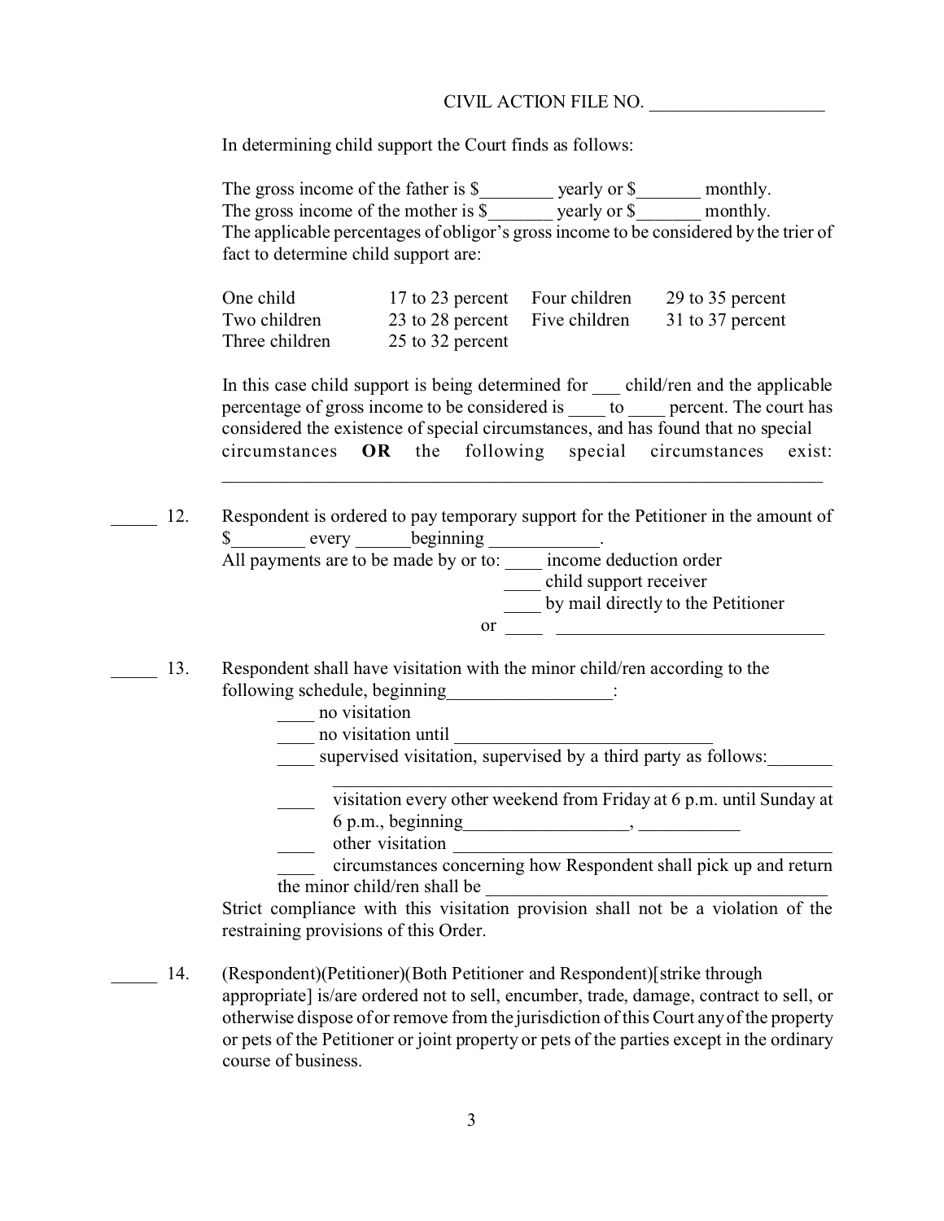CIVIL ACTION FILE NO. ___________________

In determining child support the Court finds as follows:

The gross income of the father is $________ yearly or $_______ monthly.
The gross income of the mother is $_______ yearly or $_______ monthly.
The applicable percentages of obligor's gross income to be considered by the trier of fact to determine child support are:

| | | | |
|---|---|---|---|
| One child | 17 to 23 percent | Four children | 29 to 35 percent |
| Two children | 23 to 28 percent | Five children | 31 to 37 percent |
| Three children | 25 to 32 percent | | |

In this case child support is being determined for ___ child/ren and the applicable percentage of gross income to be considered is ____ to ____ percent. The court has considered the existence of special circumstances, and has found that no special circumstances **OR** the following special circumstances exist: ___________________________________________________________________

_____ 12. Respondent is ordered to pay temporary support for the Petitioner in the amount of $________ every ______beginning ____________.
All payments are to be made by or to: ____ income deduction order
____ child support receiver
____ by mail directly to the Petitioner
or ____ ______________________________

_____ 13. Respondent shall have visitation with the minor child/ren according to the following schedule, beginning__________________:
- ____ no visitation
- ____ no visitation until ____________________________
- ____ supervised visitation, supervised by a third party as follows:_______ ___________________________________________________________
- ____ visitation every other weekend from Friday at 6 p.m. until Sunday at 6 p.m., beginning__________________, ___________
- ____ other visitation ____________________________________________
- ____ circumstances concerning how Respondent shall pick up and return the minor child/ren shall be _____________________________________

Strict compliance with this visitation provision shall not be a violation of the restraining provisions of this Order.

_____ 14. (Respondent)(Petitioner)(Both Petitioner and Respondent)[strike through appropriate] is/are ordered not to sell, encumber, trade, damage, contract to sell, or otherwise dispose of or remove from the jurisdiction of this Court any of the property or pets of the Petitioner or joint property or pets of the parties except in the ordinary course of business.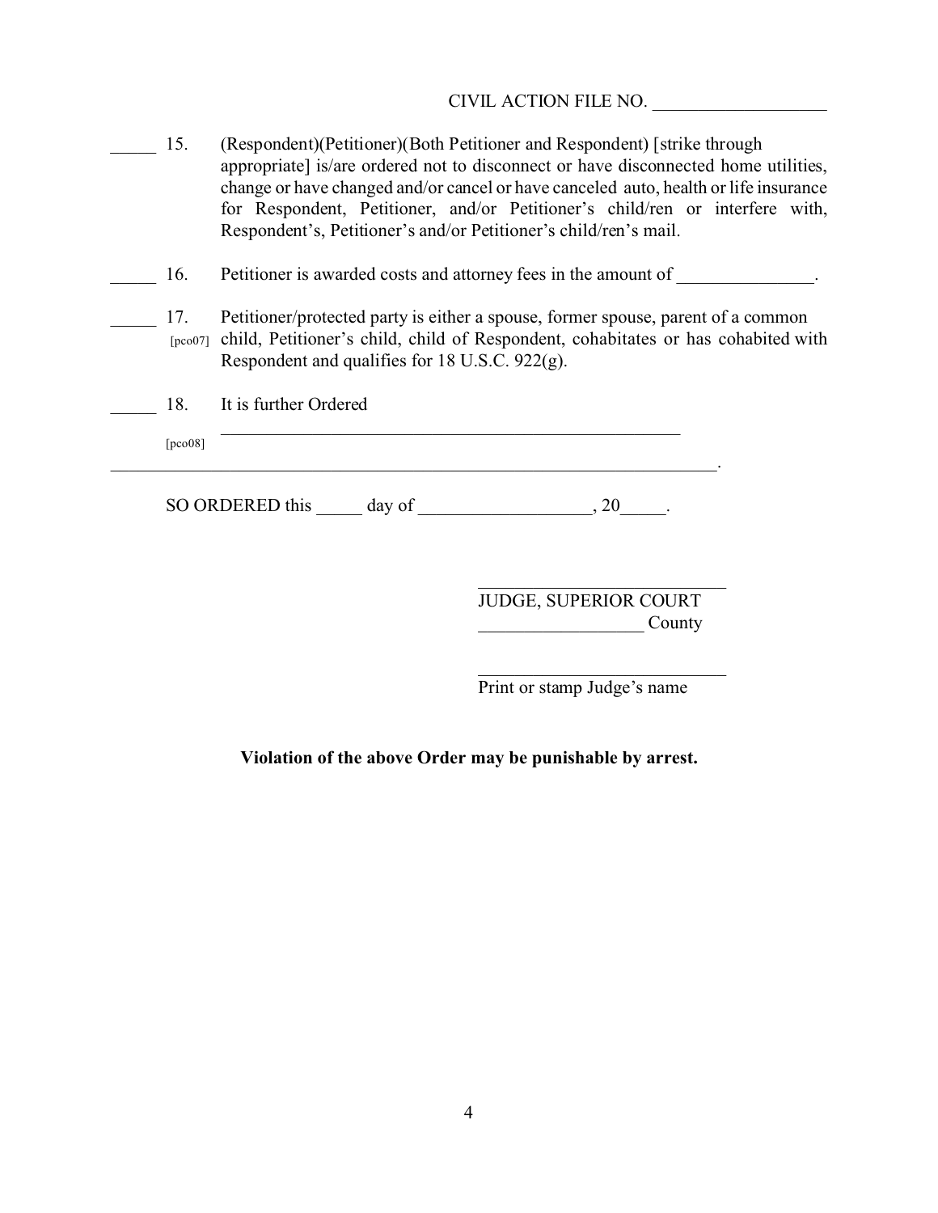CIVIL ACTION FILE NO. ___________________

_____ 15. (Respondent)(Petitioner)(Both Petitioner and Respondent) [strike through appropriate] is/are ordered not to disconnect or have disconnected home utilities, change or have changed and/or cancel or have canceled auto, health or life insurance for Respondent, Petitioner, and/or Petitioner's child/ren or interfere with, Respondent's, Petitioner's and/or Petitioner's child/ren's mail.

_____ 16. Petitioner is awarded costs and attorney fees in the amount of _______________.

_____ 17. [pco07] Petitioner/protected party is either a spouse, former spouse, parent of a common child, Petitioner's child, child of Respondent, cohabitates or has cohabited with Respondent and qualifies for 18 U.S.C. 922(g).

_____ 18. [pco08] It is further Ordered _____________________________________________________
______________________________________________________________________.

SO ORDERED this _____ day of ___________________, 20_____.

___________________________
JUDGE, SUPERIOR COURT
__________________ County

___________________________
Print or stamp Judge's name

**Violation of the above Order may be punishable by arrest.**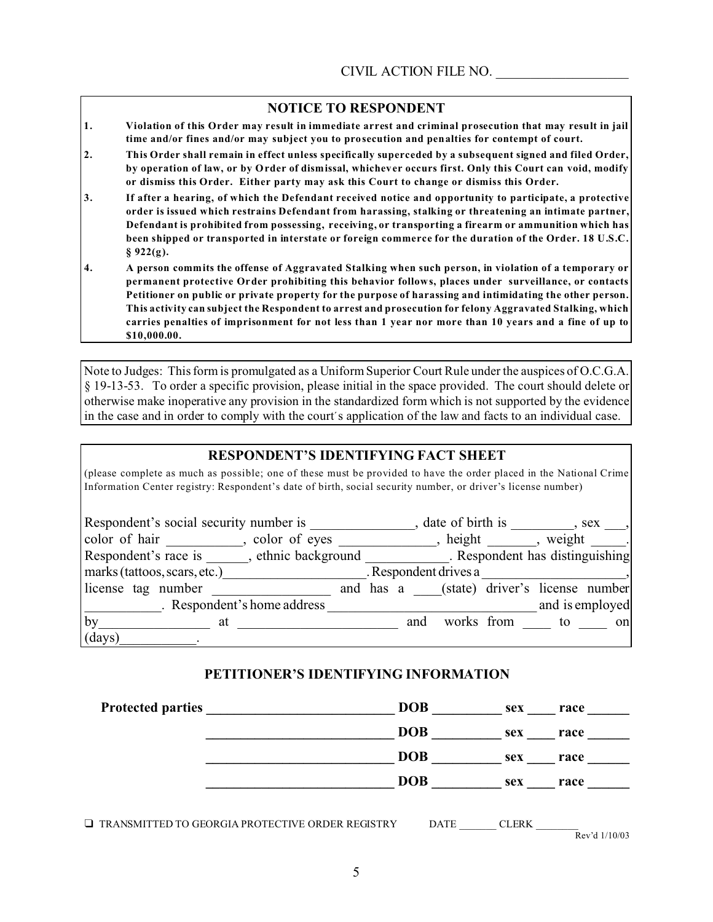CIVIL ACTION FILE NO. ___________________

## NOTICE TO RESPONDENT

1. **Violation of this Order may result in immediate arrest and criminal prosecution that may result in jail time and/or fines and/or may subject you to prosecution and penalties for contempt of court.**
2. **This Order shall remain in effect unless specifically superceded by a subsequent signed and filed Order, by operation of law, or by Order of dismissal, whichever occurs first. Only this Court can void, modify or dismiss this Order. Either party may ask this Court to change or dismiss this Order.**
3. **If after a hearing, of which the Defendant received notice and opportunity to participate, a protective order is issued which restrains Defendant from harassing, stalking or threatening an intimate partner, Defendant is prohibited from possessing, receiving, or transporting a firearm or ammunition which has been shipped or transported in interstate or foreign commerce for the duration of the Order. 18 U.S.C. § 922(g).**
4. **A person commits the offense of Aggravated Stalking when such person, in violation of a temporary or permanent protective Order prohibiting this behavior follows, places under surveillance, or contacts Petitioner on public or private property for the purpose of harassing and intimidating the other person. This activity can subject the Respondent to arrest and prosecution for felony Aggravated Stalking, which carries penalties of imprisonment for not less than 1 year nor more than 10 years and a fine of up to $10,000.00.**

Note to Judges: This form is promulgated as a Uniform Superior Court Rule under the auspices of O.C.G.A. § 19-13-53. To order a specific provision, please initial in the space provided. The court should delete or otherwise make inoperative any provision in the standardized form which is not supported by the evidence in the case and in order to comply with the court's application of the law and facts to an individual case.

## RESPONDENT'S IDENTIFYING FACT SHEET

(please complete as much as possible; one of these must be provided to have the order placed in the National Crime Information Center registry: Respondent's date of birth, social security number, or driver's license number)

Respondent's social security number is _______________, date of birth is _________, sex ___, color of hair ___________, color of eyes ______________, height _______, weight _____. Respondent's race is ______, ethnic background ____________. Respondent has distinguishing marks (tattoos, scars, etc.)____________________. Respondent drives a ____________________, license tag number _________________ and has a ____(state) driver's license number ___________. Respondent's home address ______________________________ and is employed by________________ at _______________________ and works from ____ to ____ on (days)___________.

## PETITIONER'S IDENTIFYING INFORMATION

**Protected parties** ___________________________ **DOB** __________ **sex** ____ **race** ______

___________________________ **DOB** __________ **sex** ____ **race** ______

___________________________ **DOB** __________ **sex** ____ **race** ______

___________________________ **DOB** __________ **sex** ____ **race** ______

❑ TRANSMITTED TO GEORGIA PROTECTIVE ORDER REGISTRY DATE _______ CLERK ________

Rev'd 1/10/03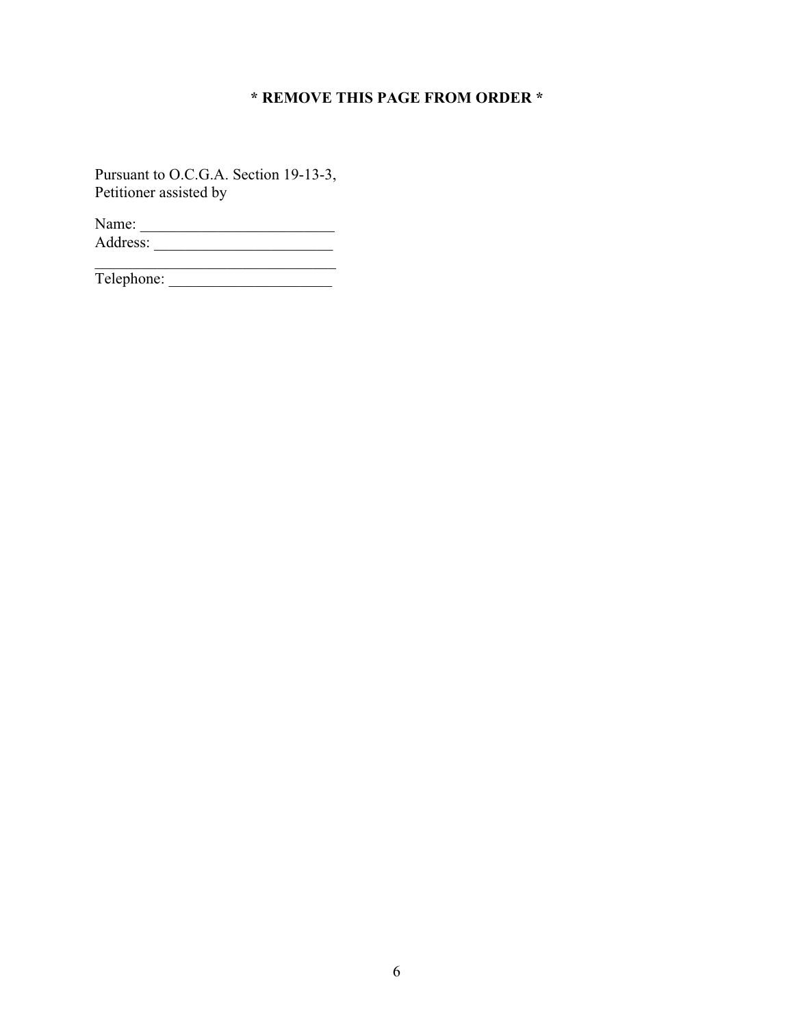**\* REMOVE THIS PAGE FROM ORDER \***

Pursuant to O.C.G.A. Section 19-13-3,
Petitioner assisted by

Name: _________________________
Address: _______________________
________________________________
Telephone: _____________________